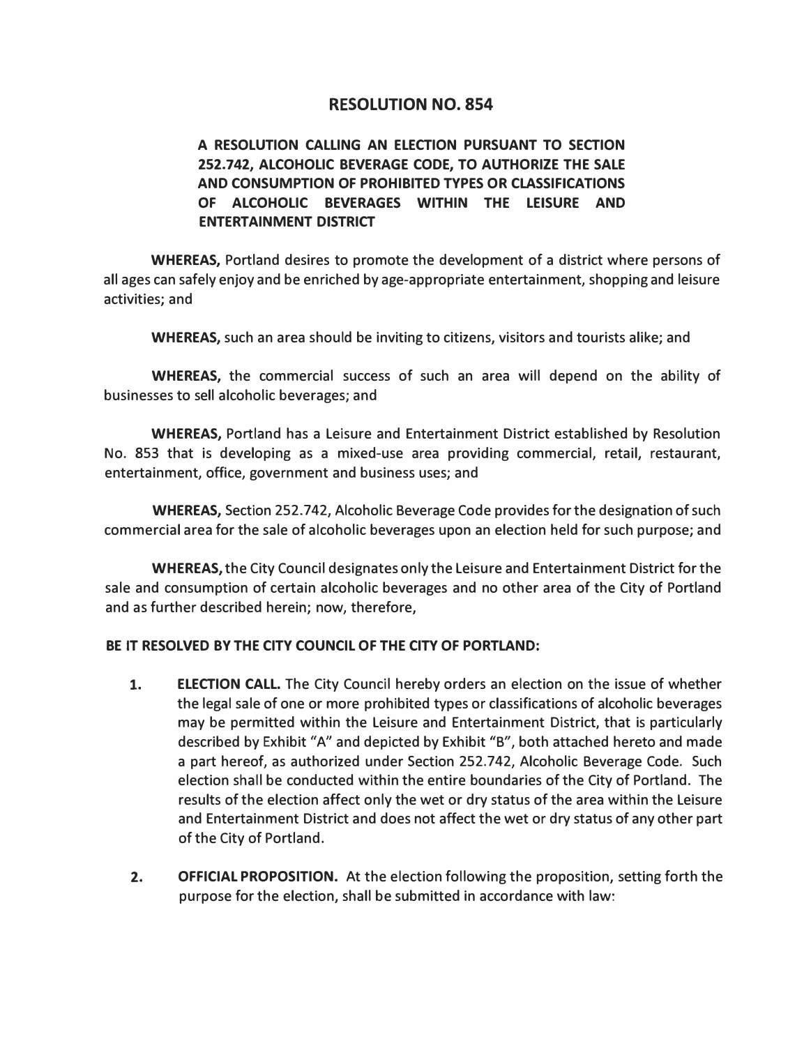# RESOLUTION NO. 854

## A RESOLUTION CALLING AN ELECTION PURSUANT TO SECTION 252.742, ALCOHOLIC BEVERAGE CODE, TO AUTHORIZE THE SALE AND CONSUMPTION OF PROHIBITED TYPES OR CLASSIFICATIONS OF ALCOHOLIC BEVERAGES WITHIN THE LEISURE AND ENTERTAINMENT DISTRICT

**WHEREAS,** Portland desires to promote the development of a district where persons of all ages can safely enjoy and be enriched by age-appropriate entertainment, shopping and leisure activities; and

**WHEREAS,** such an area should be inviting to citizens, visitors and tourists alike; and

**WHEREAS,** the commercial success of such an area will depend on the ability of businesses to sell alcoholic beverages; and

**WHEREAS,** Portland has a Leisure and Entertainment District established by Resolution No. 853 that is developing as a mixed-use area providing commercial, retail, restaurant, entertainment, office, government and business uses; and

**WHEREAS,** Section 252.742, Alcoholic Beverage Code provides for the designation of such commercial area for the sale of alcoholic beverages upon an election held for such purpose; and

**WHEREAS,** the City Council designates only the Leisure and Entertainment District for the sale and consumption of certain alcoholic beverages and no other area of the City of Portland and as further described herein; now, therefore,

**BE IT RESOLVED BY THE CITY COUNCIL OF THE CITY OF PORTLAND:**

1. **ELECTION CALL.** The City Council hereby orders an election on the issue of whether the legal sale of one or more prohibited types or classifications of alcoholic beverages may be permitted within the Leisure and Entertainment District, that is particularly described by Exhibit "A" and depicted by Exhibit "B", both attached hereto and made a part hereof, as authorized under Section 252.742, Alcoholic Beverage Code. Such election shall be conducted within the entire boundaries of the City of Portland. The results of the election affect only the wet or dry status of the area within the Leisure and Entertainment District and does not affect the wet or dry status of any other part of the City of Portland.

2. **OFFICIAL PROPOSITION.** At the election following the proposition, setting forth the purpose for the election, shall be submitted in accordance with law: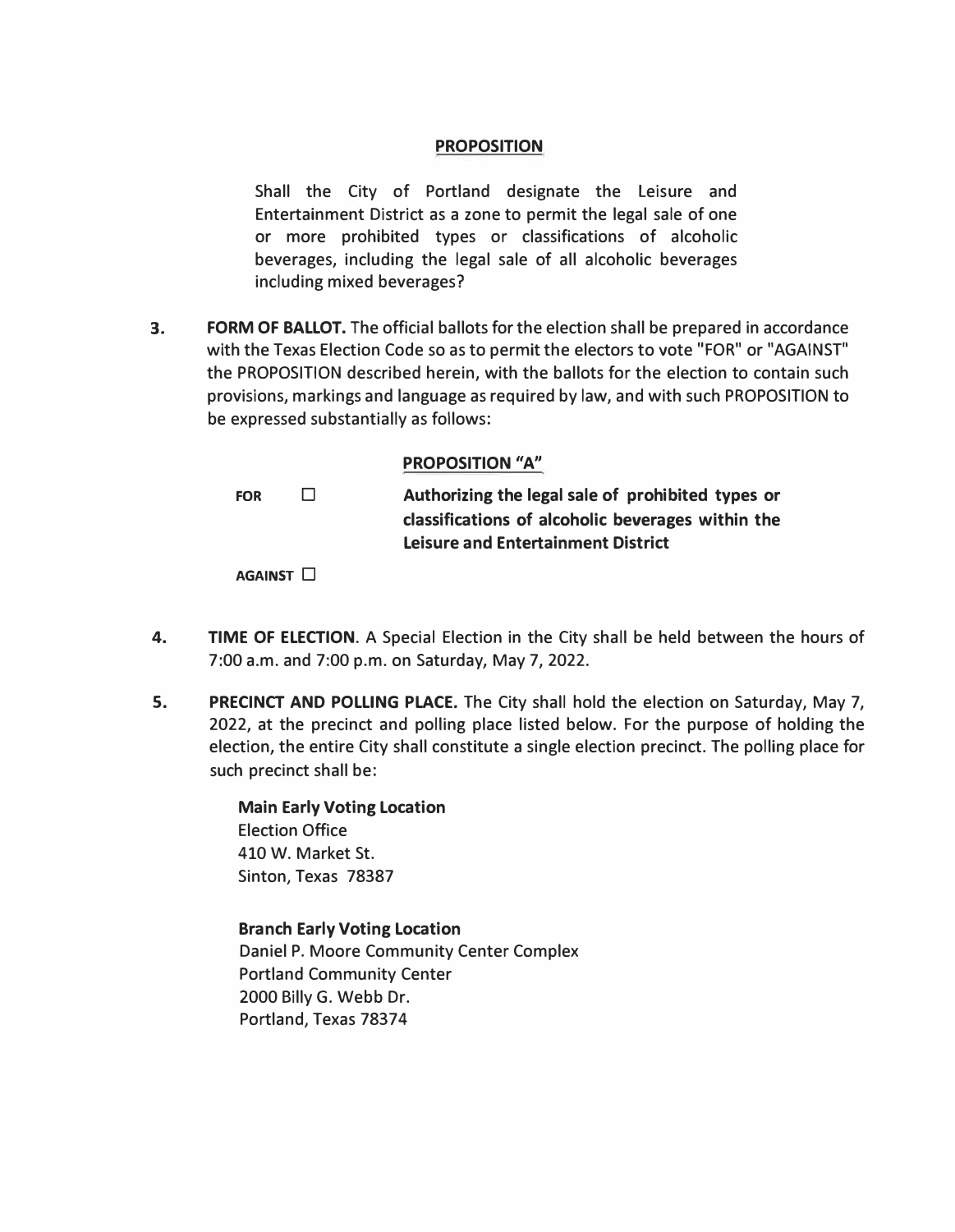**PROPOSITION**

Shall the City of Portland designate the Leisure and Entertainment District as a zone to permit the legal sale of one or more prohibited types or classifications of alcoholic beverages, including the legal sale of all alcoholic beverages including mixed beverages?

3. **FORM OF BALLOT.** The official ballots for the election shall be prepared in accordance with the Texas Election Code so as to permit the electors to vote "FOR" or "AGAINST" the PROPOSITION described herein, with the ballots for the election to contain such provisions, markings and language as required by law, and with such PROPOSITION to be expressed substantially as follows:

**PROPOSITION "A"**

**FOR** ☐ **Authorizing the legal sale of prohibited types or classifications of alcoholic beverages within the Leisure and Entertainment District**

**AGAINST** ☐

4. **TIME OF ELECTION**. A Special Election in the City shall be held between the hours of 7:00 a.m. and 7:00 p.m. on Saturday, May 7, 2022.

5. **PRECINCT AND POLLING PLACE.** The City shall hold the election on Saturday, May 7, 2022, at the precinct and polling place listed below. For the purpose of holding the election, the entire City shall constitute a single election precinct. The polling place for such precinct shall be:

**Main Early Voting Location**
Election Office
410 W. Market St.
Sinton, Texas 78387

**Branch Early Voting Location**
Daniel P. Moore Community Center Complex
Portland Community Center
2000 Billy G. Webb Dr.
Portland, Texas 78374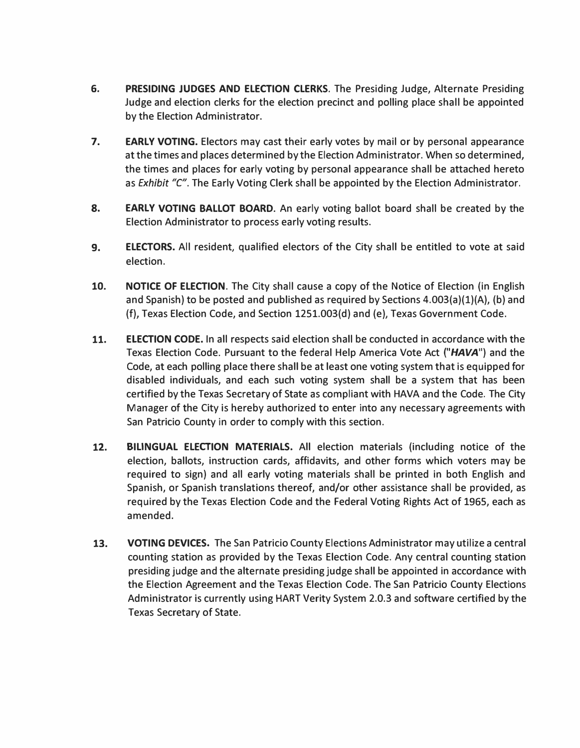6. **PRESIDING JUDGES AND ELECTION CLERKS**. The Presiding Judge, Alternate Presiding Judge and election clerks for the election precinct and polling place shall be appointed by the Election Administrator.

7. **EARLY VOTING.** Electors may cast their early votes by mail or by personal appearance at the times and places determined by the Election Administrator. When so determined, the times and places for early voting by personal appearance shall be attached hereto as *Exhibit "C"*. The Early Voting Clerk shall be appointed by the Election Administrator.

8. **EARLY VOTING BALLOT BOARD**. An early voting ballot board shall be created by the Election Administrator to process early voting results.

9. **ELECTORS.** All resident, qualified electors of the City shall be entitled to vote at said election.

10. **NOTICE OF ELECTION**. The City shall cause a copy of the Notice of Election (in English and Spanish) to be posted and published as required by Sections 4.003(a)(1)(A), (b) and (f), Texas Election Code, and Section 1251.003(d) and (e), Texas Government Code.

11. **ELECTION CODE.** In all respects said election shall be conducted in accordance with the Texas Election Code. Pursuant to the federal Help America Vote Act ("***HAVA***") and the Code, at each polling place there shall be at least one voting system that is equipped for disabled individuals, and each such voting system shall be a system that has been certified by the Texas Secretary of State as compliant with HAVA and the Code. The City Manager of the City is hereby authorized to enter into any necessary agreements with San Patricio County in order to comply with this section.

12. **BILINGUAL ELECTION MATERIALS.** All election materials (including notice of the election, ballots, instruction cards, affidavits, and other forms which voters may be required to sign) and all early voting materials shall be printed in both English and Spanish, or Spanish translations thereof, and/or other assistance shall be provided, as required by the Texas Election Code and the Federal Voting Rights Act of 1965, each as amended.

13. **VOTING DEVICES.** The San Patricio County Elections Administrator may utilize a central counting station as provided by the Texas Election Code. Any central counting station presiding judge and the alternate presiding judge shall be appointed in accordance with the Election Agreement and the Texas Election Code. The San Patricio County Elections Administrator is currently using HART Verity System 2.0.3 and software certified by the Texas Secretary of State.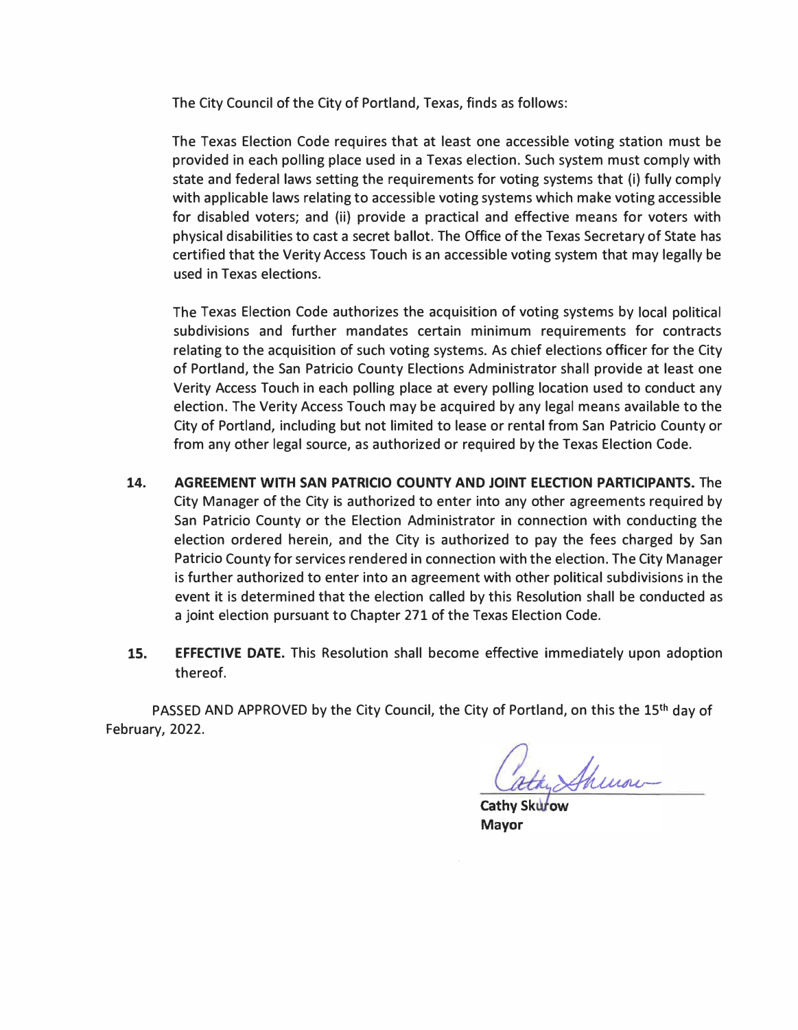The City Council of the City of Portland, Texas, finds as follows:

The Texas Election Code requires that at least one accessible voting station must be provided in each polling place used in a Texas election. Such system must comply with state and federal laws setting the requirements for voting systems that (i) fully comply with applicable laws relating to accessible voting systems which make voting accessible for disabled voters; and (ii) provide a practical and effective means for voters with physical disabilities to cast a secret ballot. The Office of the Texas Secretary of State has certified that the Verity Access Touch is an accessible voting system that may legally be used in Texas elections.

The Texas Election Code authorizes the acquisition of voting systems by local political subdivisions and further mandates certain minimum requirements for contracts relating to the acquisition of such voting systems. As chief elections officer for the City of Portland, the San Patricio County Elections Administrator shall provide at least one Verity Access Touch in each polling place at every polling location used to conduct any election. The Verity Access Touch may be acquired by any legal means available to the City of Portland, including but not limited to lease or rental from San Patricio County or from any other legal source, as authorized or required by the Texas Election Code.

**14. AGREEMENT WITH SAN PATRICIO COUNTY AND JOINT ELECTION PARTICIPANTS.** The City Manager of the City is authorized to enter into any other agreements required by San Patricio County or the Election Administrator in connection with conducting the election ordered herein, and the City is authorized to pay the fees charged by San Patricio County for services rendered in connection with the election. The City Manager is further authorized to enter into an agreement with other political subdivisions in the event it is determined that the election called by this Resolution shall be conducted as a joint election pursuant to Chapter 271 of the Texas Election Code.

**15. EFFECTIVE DATE.** This Resolution shall become effective immediately upon adoption thereof.

PASSED AND APPROVED by the City Council, the City of Portland, on this the 15th day of February, 2022.

**Cathy Skurow**
**Mayor**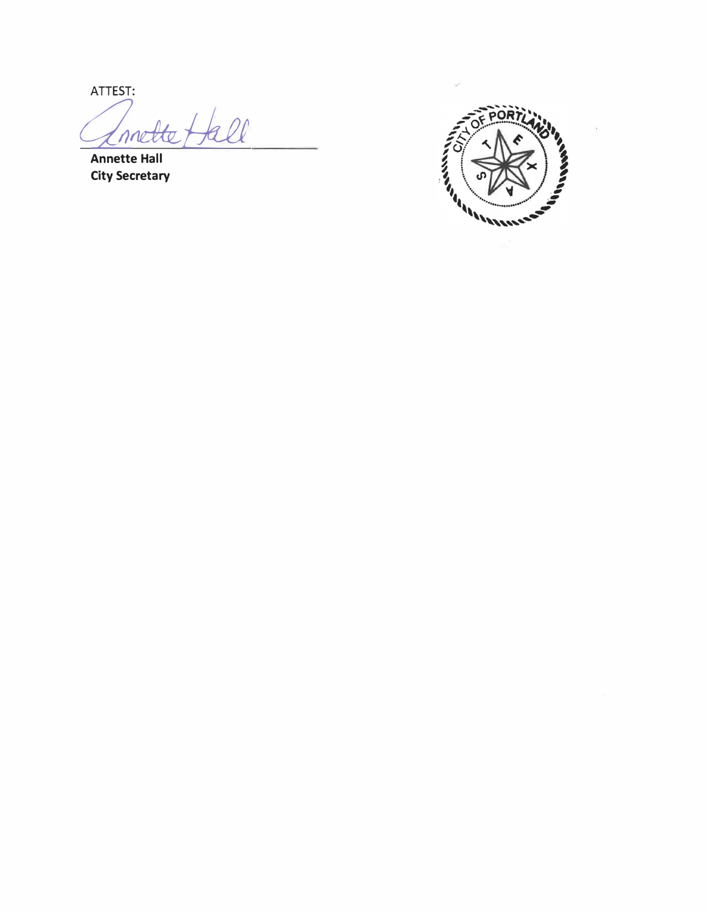ATTEST:

Annette Hall

**Annette Hall**
**City Secretary**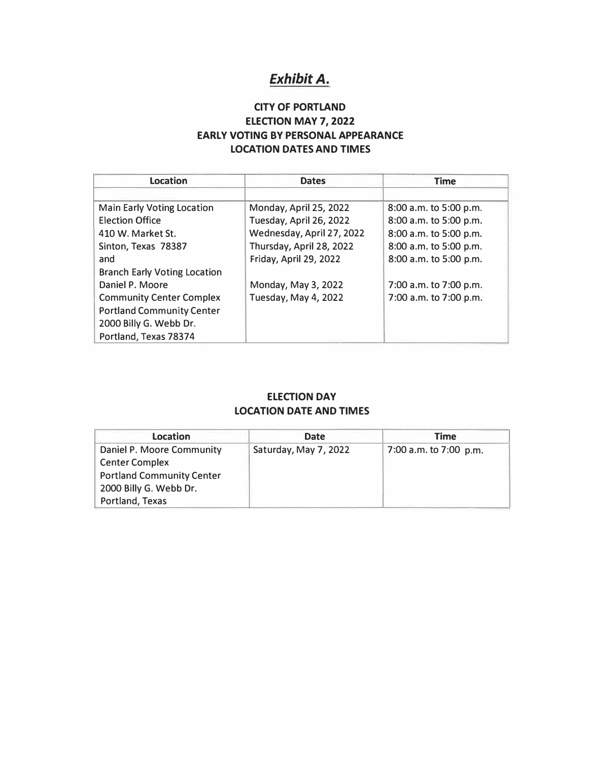# ***Exhibit A.***

**CITY OF PORTLAND**
**ELECTION MAY 7, 2022**
**EARLY VOTING BY PERSONAL APPEARANCE**
**LOCATION DATES AND TIMES**

| Location | Dates | Time |
|---|---|---|
| | | |
| Main Early Voting Location | Monday, April 25, 2022 | 8:00 a.m. to 5:00 p.m. |
| Election Office | Tuesday, April 26, 2022 | 8:00 a.m. to 5:00 p.m. |
| 410 W. Market St. | Wednesday, April 27, 2022 | 8:00 a.m. to 5:00 p.m. |
| Sinton, Texas 78387 | Thursday, April 28, 2022 | 8:00 a.m. to 5:00 p.m. |
| and | Friday, April 29, 2022 | 8:00 a.m. to 5:00 p.m. |
| Branch Early Voting Location | | |
| Daniel P. Moore | Monday, May 3, 2022 | 7:00 a.m. to 7:00 p.m. |
| Community Center Complex | Tuesday, May 4, 2022 | 7:00 a.m. to 7:00 p.m. |
| Portland Community Center | | |
| 2000 Billy G. Webb Dr. | | |
| Portland, Texas 78374 | | |

**ELECTION DAY**
**LOCATION DATE AND TIMES**

| Location | Date | Time |
|---|---|---|
| Daniel P. Moore Community Center Complex Portland Community Center 2000 Billy G. Webb Dr. Portland, Texas | Saturday, May 7, 2022 | 7:00 a.m. to 7:00 p.m. |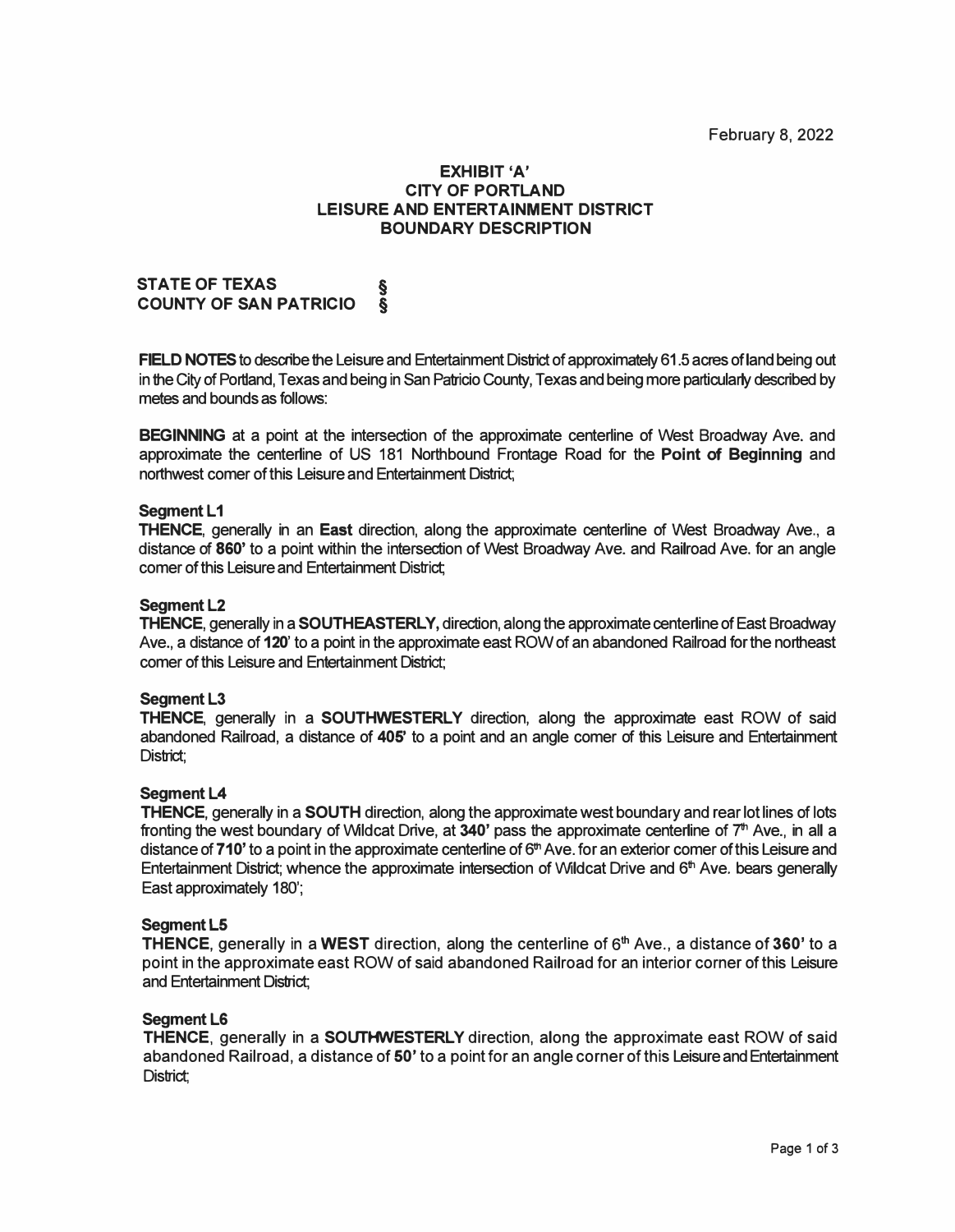February 8, 2022

# EXHIBIT 'A'
# CITY OF PORTLAND
# LEISURE AND ENTERTAINMENT DISTRICT
# BOUNDARY DESCRIPTION

**STATE OF TEXAS §**
**COUNTY OF SAN PATRICIO §**

**FIELD NOTES** to describe the Leisure and Entertainment District of approximately 61.5 acres of land being out in the City of Portland, Texas and being in San Patricio County, Texas and being more particularly described by metes and bounds as follows:

**BEGINNING** at a point at the intersection of the approximate centerline of West Broadway Ave. and approximate the centerline of US 181 Northbound Frontage Road for the **Point of Beginning** and northwest corner of this Leisure and Entertainment District;

**Segment L1**
**THENCE**, generally in an **East** direction, along the approximate centerline of West Broadway Ave., a distance of **860'** to a point within the intersection of West Broadway Ave. and Railroad Ave. for an angle corner of this Leisure and Entertainment District;

**Segment L2**
**THENCE**, generally in a **SOUTHEASTERLY,** direction, along the approximate centerline of East Broadway Ave., a distance of **120**' to a point in the approximate east ROW of an abandoned Railroad for the northeast corner of this Leisure and Entertainment District;

**Segment L3**
**THENCE**, generally in a **SOUTHWESTERLY** direction, along the approximate east ROW of said abandoned Railroad, a distance of **405'** to a point and an angle corner of this Leisure and Entertainment District;

**Segment L4**
**THENCE**, generally in a **SOUTH** direction, along the approximate west boundary and rear lot lines of lots fronting the west boundary of Wildcat Drive, at **340'** pass the approximate centerline of 7th Ave., in all a distance of **710'** to a point in the approximate centerline of 6th Ave. for an exterior corner of this Leisure and Entertainment District; whence the approximate intersection of Wildcat Drive and 6th Ave. bears generally East approximately 180';

**Segment L5**
**THENCE**, generally in a **WEST** direction, along the centerline of 6th Ave., a distance of **360'** to a point in the approximate east ROW of said abandoned Railroad for an interior corner of this Leisure and Entertainment District;

**Segment L6**
**THENCE**, generally in a **SOUTHWESTERLY** direction, along the approximate east ROW of said abandoned Railroad, a distance of **50'** to a point for an angle corner of this Leisure and Entertainment District;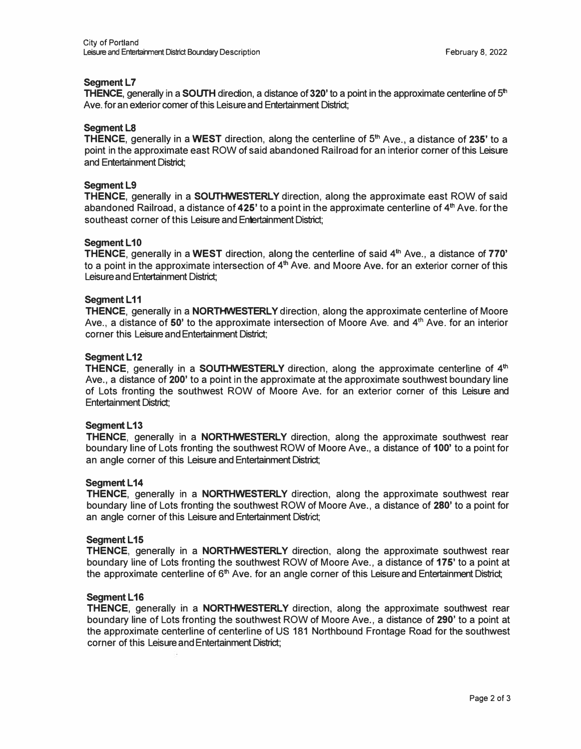### Segment L7

**THENCE**, generally in a **SOUTH** direction, a distance of **320'** to a point in the approximate centerline of 5[th] Ave. for an exterior corner of this Leisure and Entertainment District;

### Segment L8

**THENCE**, generally in a **WEST** direction, along the centerline of 5[th] Ave., a distance of **235'** to a point in the approximate east ROW of said abandoned Railroad for an interior corner of this Leisure and Entertainment District;

### Segment L9

**THENCE**, generally in a **SOUTHWESTERLY** direction, along the approximate east ROW of said abandoned Railroad, a distance of **425'** to a point in the approximate centerline of 4[th] Ave. for the southeast corner of this Leisure and Entertainment District;

### Segment L10

**THENCE**, generally in a **WEST** direction, along the centerline of said 4[th] Ave., a distance of **770'** to a point in the approximate intersection of 4[th] Ave. and Moore Ave. for an exterior corner of this Leisure and Entertainment District;

### Segment L11

**THENCE**, generally in a **NORTHWESTERLY** direction, along the approximate centerline of Moore Ave., a distance of **50'** to the approximate intersection of Moore Ave. and 4[th] Ave. for an interior corner this Leisure and Entertainment District;

### Segment L12

**THENCE**, generally in a **SOUTHWESTERLY** direction, along the approximate centerline of 4[th] Ave., a distance of **200'** to a point in the approximate at the approximate southwest boundary line of Lots fronting the southwest ROW of Moore Ave. for an exterior corner of this Leisure and Entertainment District;

### Segment L13

**THENCE**, generally in a **NORTHWESTERLY** direction, along the approximate southwest rear boundary line of Lots fronting the southwest ROW of Moore Ave., a distance of **100'** to a point for an angle corner of this Leisure and Entertainment District;

### Segment L14

**THENCE**, generally in a **NORTHWESTERLY** direction, along the approximate southwest rear boundary line of Lots fronting the southwest ROW of Moore Ave., a distance of **280'** to a point for an angle corner of this Leisure and Entertainment District;

### Segment L15

**THENCE**, generally in a **NORTHWESTERLY** direction, along the approximate southwest rear boundary line of Lots fronting the southwest ROW of Moore Ave., a distance of **175'** to a point at the approximate centerline of 6[th] Ave. for an angle corner of this Leisure and Entertainment District;

### Segment L16

**THENCE**, generally in a **NORTHWESTERLY** direction, along the approximate southwest rear boundary line of Lots fronting the southwest ROW of Moore Ave., a distance of **290'** to a point at the approximate centerline of centerline of US 181 Northbound Frontage Road for the southwest corner of this Leisure and Entertainment District;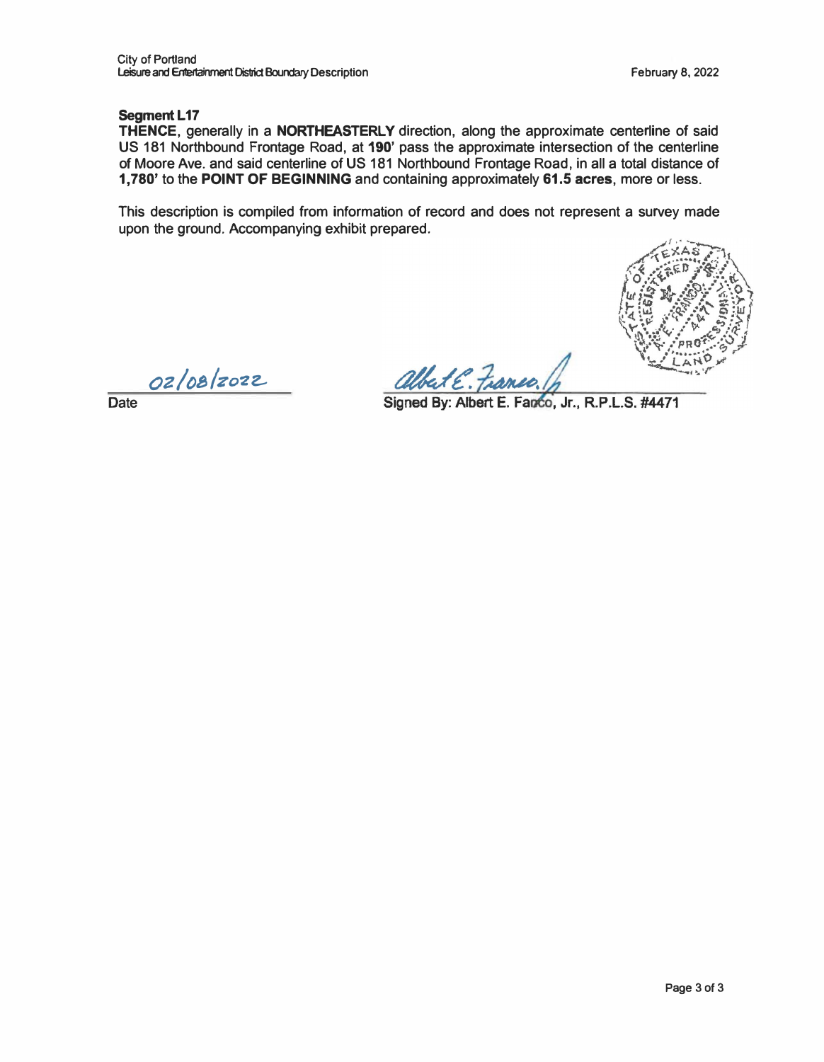**Segment L17**

**THENCE**, generally in a **NORTHEASTERLY** direction, along the approximate centerline of said US 181 Northbound Frontage Road, at **190'** pass the approximate intersection of the centerline of Moore Ave. and said centerline of US 181 Northbound Frontage Road, in all a total distance of **1,780'** to the **POINT OF BEGINNING** and containing approximately **61.5 acres**, more or less.

This description is compiled from information of record and does not represent a survey made upon the ground. Accompanying exhibit prepared.

STATE OF TEXAS
REGISTERED
ALBERT E. FRANCO, JR.
4471
PROFESSIONAL
LAND SURVEYOR

02/08/2022

Date

Albert E. Franco, Jr.

Signed By: Albert E. Fanco, Jr., R.P.L.S. #4471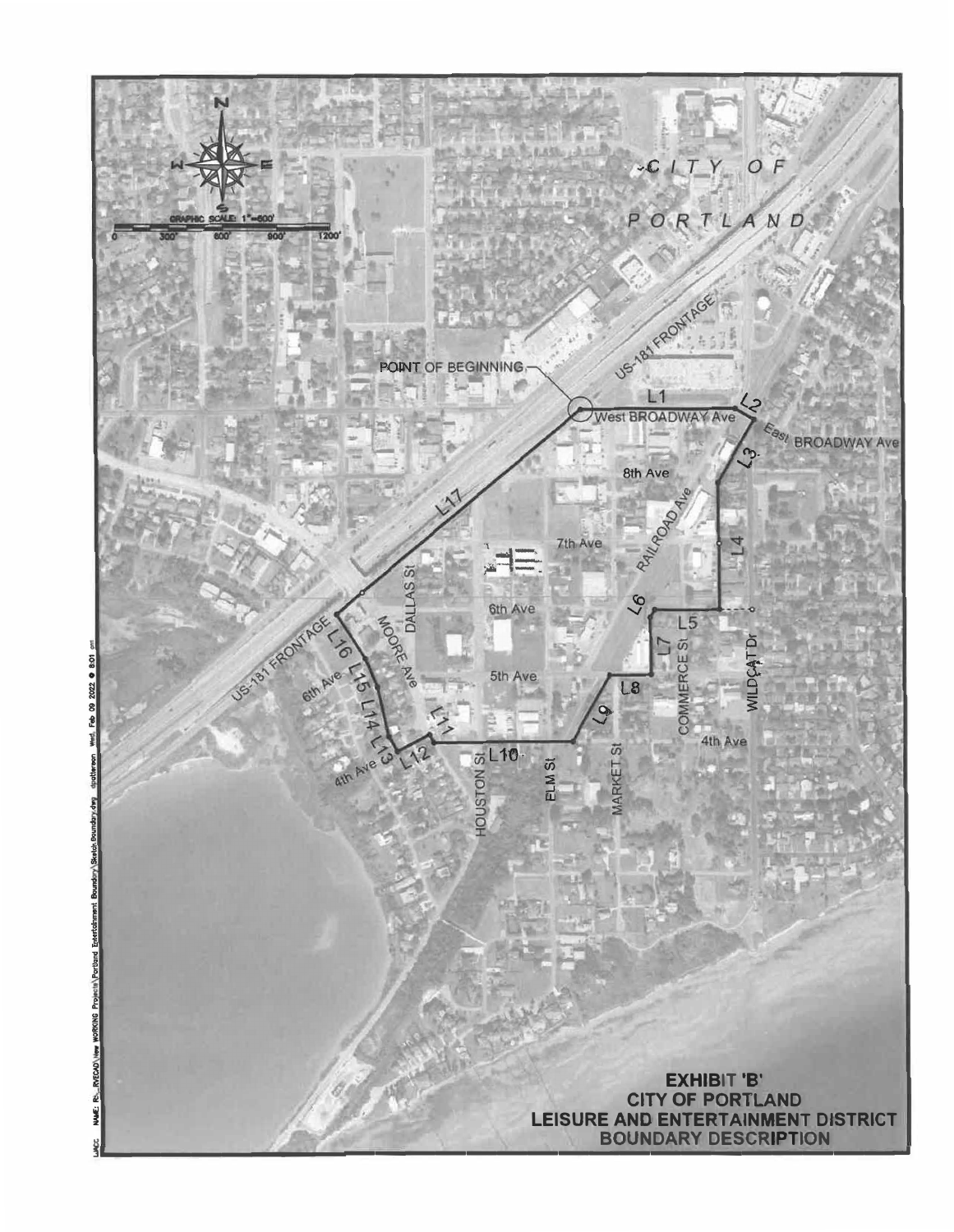**EXHIBIT 'B'**
**CITY OF PORTLAND**
**LEISURE AND ENTERTAINMENT DISTRICT**
**BOUNDARY DESCRIPTION**